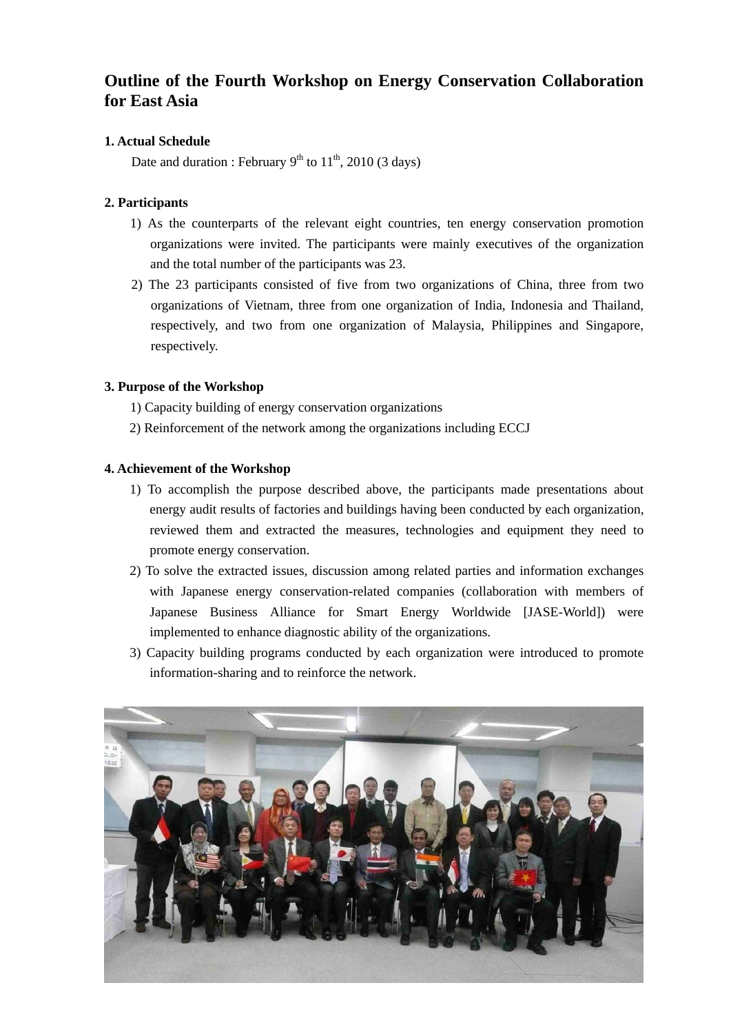# Outline of the Fourth Workshop on Energy Conservation Collaboration for East Asia

## 1. Actual Schedule

Date and duration : February 9th to 11th, 2010 (3 days)

## 2. Participants

1) As the counterparts of the relevant eight countries, ten energy conservation promotion organizations were invited. The participants were mainly executives of the organization and the total number of the participants was 23.

2) The 23 participants consisted of five from two organizations of China, three from two organizations of Vietnam, three from one organization of India, Indonesia and Thailand, respectively, and two from one organization of Malaysia, Philippines and Singapore, respectively.

## 3. Purpose of the Workshop

1) Capacity building of energy conservation organizations

2) Reinforcement of the network among the organizations including ECCJ

## 4. Achievement of the Workshop

1) To accomplish the purpose described above, the participants made presentations about energy audit results of factories and buildings having been conducted by each organization, reviewed them and extracted the measures, technologies and equipment they need to promote energy conservation.

2) To solve the extracted issues, discussion among related parties and information exchanges with Japanese energy conservation-related companies (collaboration with members of Japanese Business Alliance for Smart Energy Worldwide [JASE-World]) were implemented to enhance diagnostic ability of the organizations.

3) Capacity building programs conducted by each organization were introduced to promote information-sharing and to reinforce the network.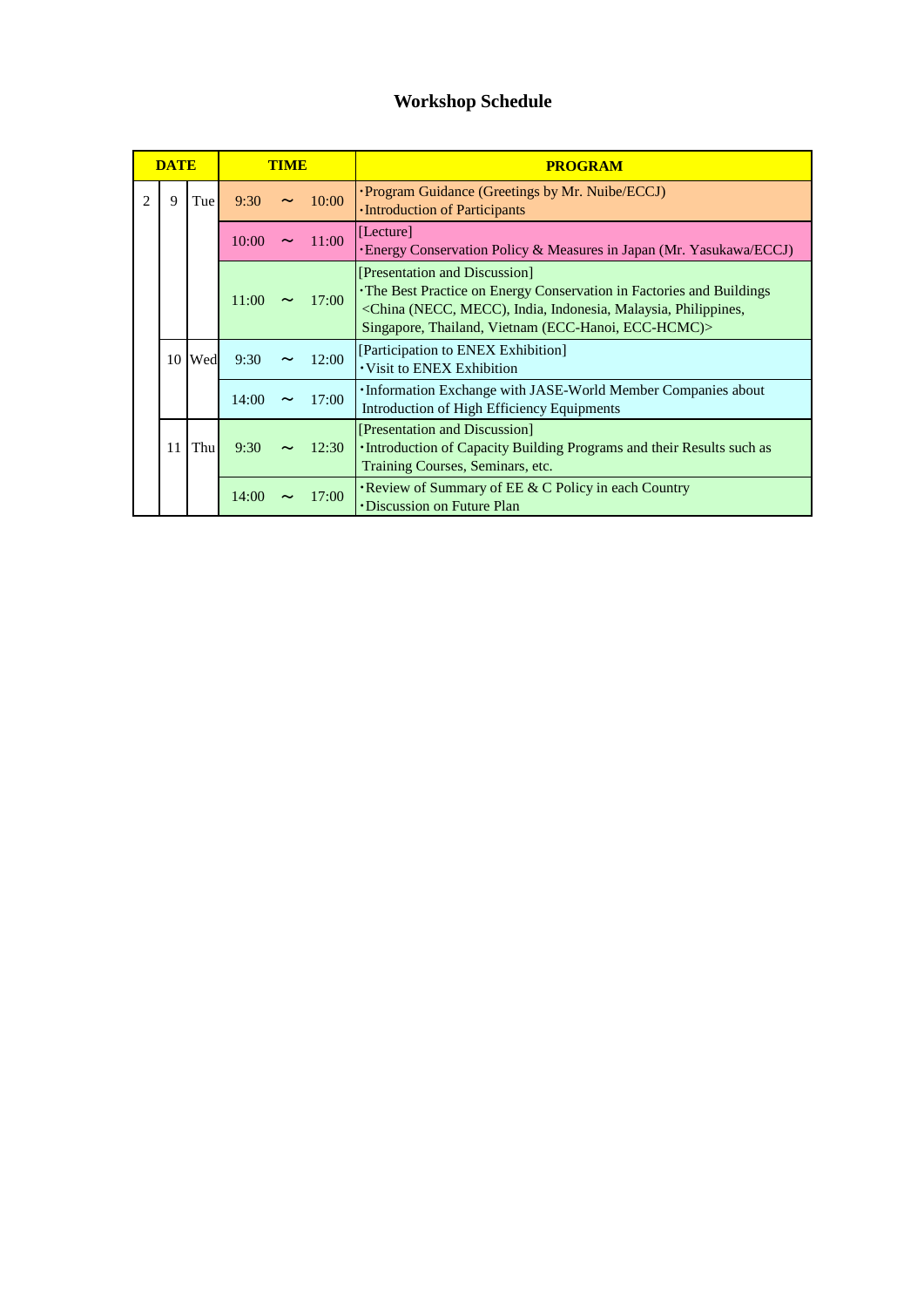# Workshop Schedule

| DATE | | | TIME | | | PROGRAM |
|---|---|---|---|---|---|---|
| 2 | 9 | Tue | 9:30 | ～ | 10:00 | ･Program Guidance (Greetings by Mr. Nuibe/ECCJ)<br>･Introduction of Participants |
| | | | 10:00 | ～ | 11:00 | [Lecture]<br>･Energy Conservation Policy & Measures in Japan (Mr. Yasukawa/ECCJ) |
| | | | 11:00 | ～ | 17:00 | [Presentation and Discussion]<br>･The Best Practice on Energy Conservation in Factories and Buildings<br><China (NECC, MECC), India, Indonesia, Malaysia, Philippines, Singapore, Thailand, Vietnam (ECC-Hanoi, ECC-HCMC)> |
| | 10 | Wed | 9:30 | ～ | 12:00 | [Participation to ENEX Exhibition]<br>･Visit to ENEX Exhibition |
| | | | 14:00 | ～ | 17:00 | ･Information Exchange with JASE-World Member Companies about Introduction of High Efficiency Equipments |
| | 11 | Thu | 9:30 | ～ | 12:30 | [Presentation and Discussion]<br>･Introduction of Capacity Building Programs and their Results such as Training Courses, Seminars, etc. |
| | | | 14:00 | ～ | 17:00 | ･Review of Summary of EE & C Policy in each Country<br>･Discussion on Future Plan |